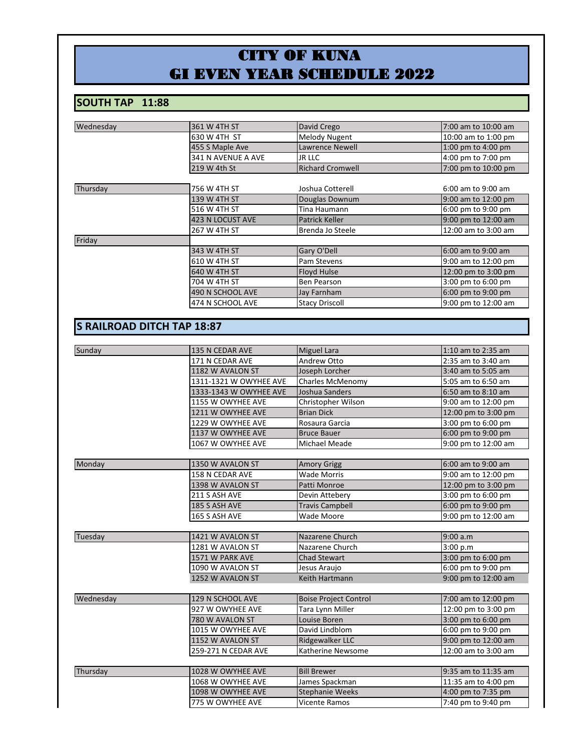# CITY OF KUNA
# GI EVEN YEAR SCHEDULE 2022

## SOUTH TAP 11:88

| Day | Address | Name | Time |
|---|---|---|---|
| Wednesday | 361 W 4TH ST | David Crego | 7:00 am to 10:00 am |
| | 630 W 4TH ST | Melody Nugent | 10:00 am to 1:00 pm |
| | 455 S Maple Ave | Lawrence Newell | 1:00 pm to 4:00 pm |
| | 341 N AVENUE A AVE | JR LLC | 4:00 pm to 7:00 pm |
| | 219 W 4th St | Richard Cromwell | 7:00 pm to 10:00 pm |
| Thursday | 756 W 4TH ST | Joshua Cotterell | 6:00 am to 9:00 am |
| | 139 W 4TH ST | Douglas Downum | 9:00 am to 12:00 pm |
| | 516 W 4TH ST | Tina Haumann | 6:00 pm to 9:00 pm |
| | 423 N LOCUST AVE | Patrick Keller | 9:00 pm to 12:00 am |
| | 267 W 4TH ST | Brenda Jo Steele | 12:00 am to 3:00 am |
| Friday | | | |
| | 343 W 4TH ST | Gary O'Dell | 6:00 am to 9:00 am |
| | 610 W 4TH ST | Pam Stevens | 9:00 am to 12:00 pm |
| | 640 W 4TH ST | Floyd Hulse | 12:00 pm to 3:00 pm |
| | 704 W 4TH ST | Ben Pearson | 3:00 pm to 6:00 pm |
| | 490 N SCHOOL AVE | Jay Farnham | 6:00 pm to 9:00 pm |
| | 474 N SCHOOL AVE | Stacy Driscoll | 9:00 pm to 12:00 am |

## S RAILROAD DITCH TAP 18:87

| Day | Address | Name | Time |
|---|---|---|---|
| Sunday | 135 N CEDAR AVE | Miguel Lara | 1:10 am to 2:35 am |
| | 171 N CEDAR AVE | Andrew Otto | 2:35 am to 3:40 am |
| | 1182 W AVALON ST | Joseph Lorcher | 3:40 am to 5:05 am |
| | 1311-1321 W OWYHEE AVE | Charles McMenomy | 5:05 am to 6:50 am |
| | 1333-1343 W OWYHEE AVE | Joshua Sanders | 6:50 am to 8:10 am |
| | 1155 W OWYHEE AVE | Christopher Wilson | 9:00 am to 12:00 pm |
| | 1211 W OWYHEE AVE | Brian Dick | 12:00 pm to 3:00 pm |
| | 1229 W OWYHEE AVE | Rosaura Garcia | 3:00 pm to 6:00 pm |
| | 1137 W OWYHEE AVE | Bruce Bauer | 6:00 pm to 9:00 pm |
| | 1067 W OWYHEE AVE | Michael Meade | 9:00 pm to 12:00 am |
| Monday | 1350 W AVALON ST | Amory Grigg | 6:00 am to 9:00 am |
| | 158 N CEDAR AVE | Wade Morris | 9:00 am to 12:00 pm |
| | 1398 W AVALON ST | Patti Monroe | 12:00 pm to 3:00 pm |
| | 211 S ASH AVE | Devin Attebery | 3:00 pm to 6:00 pm |
| | 185 S ASH AVE | Travis Campbell | 6:00 pm to 9:00 pm |
| | 165 S ASH AVE | Wade Moore | 9:00 pm to 12:00 am |
| Tuesday | 1421 W AVALON ST | Nazarene Church | 9:00 a.m |
| | 1281 W AVALON ST | Nazarene Church | 3:00 p.m |
| | 1571 W PARK AVE | Chad Stewart | 3:00 pm to 6:00 pm |
| | 1090 W AVALON ST | Jesus Araujo | 6:00 pm to 9:00 pm |
| | 1252 W AVALON ST | Keith Hartmann | 9:00 pm to 12:00 am |
| Wednesday | 129 N SCHOOL AVE | Boise Project Control | 7:00 am to 12:00 pm |
| | 927 W OWYHEE AVE | Tara Lynn Miller | 12:00 pm to 3:00 pm |
| | 780 W AVALON ST | Louise Boren | 3:00 pm to 6:00 pm |
| | 1015 W OWYHEE AVE | David Lindblom | 6:00 pm to 9:00 pm |
| | 1152 W AVALON ST | Ridgewalker LLC | 9:00 pm to 12:00 am |
| | 259-271 N CEDAR AVE | Katherine Newsome | 12:00 am to 3:00 am |
| Thursday | 1028 W OWYHEE AVE | Bill Brewer | 9:35 am to 11:35 am |
| | 1068 W OWYHEE AVE | James Spackman | 11:35 am to 4:00 pm |
| | 1098 W OWYHEE AVE | Stephanie Weeks | 4:00 pm to 7:35 pm |
| | 775 W OWYHEE AVE | Vicente Ramos | 7:40 pm to 9:40 pm |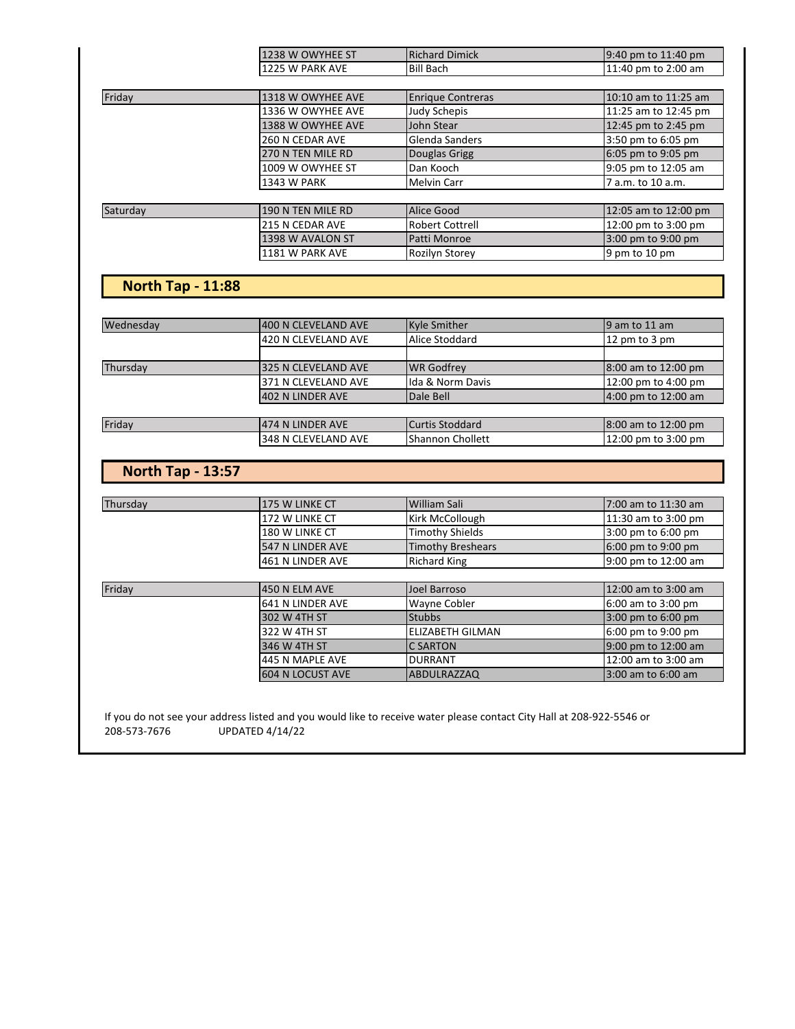| | | | |
|---|---|---|---|
| | 1238 W OWYHEE ST | Richard Dimick | 9:40 pm to 11:40 pm |
| | 1225 W PARK AVE | Bill Bach | 11:40 pm to 2:00 am |

| | | | |
|---|---|---|---|
| Friday | 1318 W OWYHEE AVE | Enrique Contreras | 10:10 am to 11:25 am |
| | 1336 W OWYHEE AVE | Judy Schepis | 11:25 am to 12:45 pm |
| | 1388 W OWYHEE AVE | John Stear | 12:45 pm to 2:45 pm |
| | 260 N CEDAR AVE | Glenda Sanders | 3:50 pm to 6:05 pm |
| | 270 N TEN MILE RD | Douglas Grigg | 6:05 pm to 9:05 pm |
| | 1009 W OWYHEE ST | Dan Kooch | 9:05 pm to 12:05 am |
| | 1343 W PARK | Melvin Carr | 7 a.m. to 10 a.m. |

| | | | |
|---|---|---|---|
| Saturday | 190 N TEN MILE RD | Alice Good | 12:05 am to 12:00 pm |
| | 215 N CEDAR AVE | Robert Cottrell | 12:00 pm to 3:00 pm |
| | 1398 W AVALON ST | Patti Monroe | 3:00 pm to 9:00 pm |
| | 1181 W PARK AVE | Rozilyn Storey | 9 pm to 10 pm |

## North Tap - 11:88

| | | | |
|---|---|---|---|
| Wednesday | 400 N CLEVELAND AVE | Kyle Smither | 9 am to 11 am |
| | 420 N CLEVELAND AVE | Alice Stoddard | 12 pm to 3 pm |
| | | | |
| Thursday | 325 N CLEVELAND AVE | WR Godfrey | 8:00 am to 12:00 pm |
| | 371 N CLEVELAND AVE | Ida & Norm Davis | 12:00 pm to 4:00 pm |
| | 402 N LINDER AVE | Dale Bell | 4:00 pm to 12:00 am |

| | | | |
|---|---|---|---|
| Friday | 474 N LINDER AVE | Curtis Stoddard | 8:00 am to 12:00 pm |
| | 348 N CLEVELAND AVE | Shannon Chollett | 12:00 pm to 3:00 pm |

## North Tap - 13:57

| | | | |
|---|---|---|---|
| Thursday | 175 W LINKE CT | William Sali | 7:00 am to 11:30 am |
| | 172 W LINKE CT | Kirk McCollough | 11:30 am to 3:00 pm |
| | 180 W LINKE CT | Timothy Shields | 3:00 pm to 6:00 pm |
| | 547 N LINDER AVE | Timothy Breshears | 6:00 pm to 9:00 pm |
| | 461 N LINDER AVE | Richard King | 9:00 pm to 12:00 am |

| | | | |
|---|---|---|---|
| Friday | 450 N ELM AVE | Joel Barroso | 12:00 am to 3:00 am |
| | 641 N LINDER AVE | Wayne Cobler | 6:00 am to 3:00 pm |
| | 302 W 4TH ST | Stubbs | 3:00 pm to 6:00 pm |
| | 322 W 4TH ST | ELIZABETH GILMAN | 6:00 pm to 9:00 pm |
| | 346 W 4TH ST | C SARTON | 9:00 pm to 12:00 am |
| | 445 N MAPLE AVE | DURRANT | 12:00 am to 3:00 am |
| | 604 N LOCUST AVE | ABDULRAZZAQ | 3:00 am to 6:00 am |

If you do not see your address listed and you would like to receive water please contact City Hall at 208-922-5546 or 208-573-7676 UPDATED 4/14/22